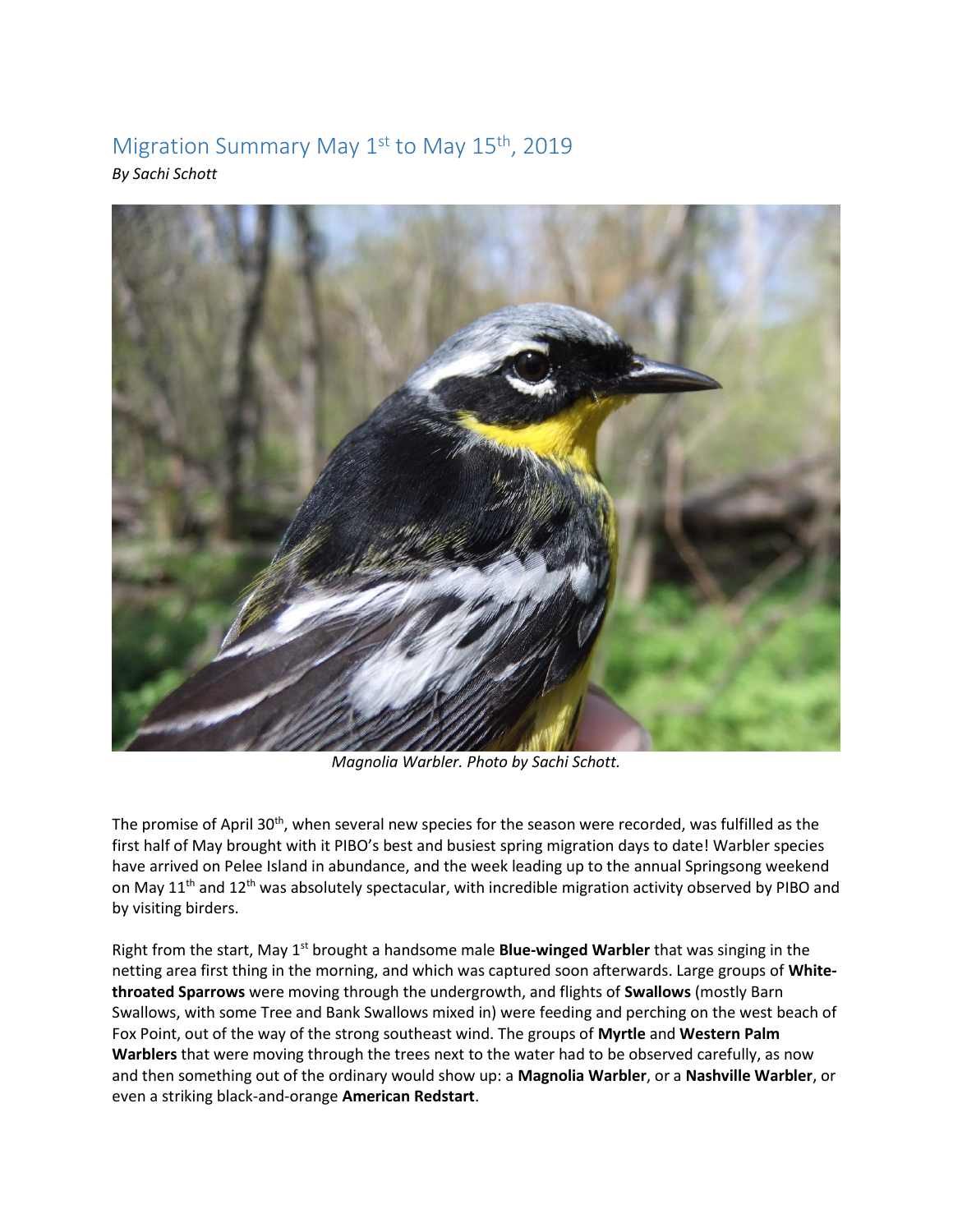# Migration Summary May 1st to May 15th, 2019

*By Sachi Schott*

*Magnolia Warbler. Photo by Sachi Schott.*

The promise of April 30th, when several new species for the season were recorded, was fulfilled as the first half of May brought with it PIBO's best and busiest spring migration days to date! Warbler species have arrived on Pelee Island in abundance, and the week leading up to the annual Springsong weekend on May 11th and 12th was absolutely spectacular, with incredible migration activity observed by PIBO and by visiting birders.

Right from the start, May 1st brought a handsome male **Blue-winged Warbler** that was singing in the netting area first thing in the morning, and which was captured soon afterwards. Large groups of **White-throated Sparrows** were moving through the undergrowth, and flights of **Swallows** (mostly Barn Swallows, with some Tree and Bank Swallows mixed in) were feeding and perching on the west beach of Fox Point, out of the way of the strong southeast wind. The groups of **Myrtle** and **Western Palm Warblers** that were moving through the trees next to the water had to be observed carefully, as now and then something out of the ordinary would show up: a **Magnolia Warbler**, or a **Nashville Warbler**, or even a striking black-and-orange **American Redstart**.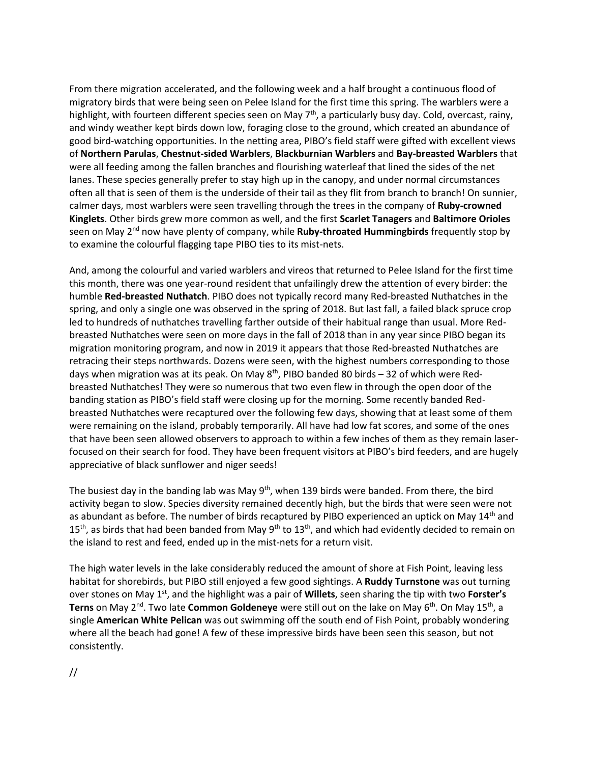From there migration accelerated, and the following week and a half brought a continuous flood of migratory birds that were being seen on Pelee Island for the first time this spring. The warblers were a highlight, with fourteen different species seen on May 7th, a particularly busy day. Cold, overcast, rainy, and windy weather kept birds down low, foraging close to the ground, which created an abundance of good bird-watching opportunities. In the netting area, PIBO's field staff were gifted with excellent views of **Northern Parulas**, **Chestnut-sided Warblers**, **Blackburnian Warblers** and **Bay-breasted Warblers** that were all feeding among the fallen branches and flourishing waterleaf that lined the sides of the net lanes. These species generally prefer to stay high up in the canopy, and under normal circumstances often all that is seen of them is the underside of their tail as they flit from branch to branch! On sunnier, calmer days, most warblers were seen travelling through the trees in the company of **Ruby-crowned Kinglets**. Other birds grew more common as well, and the first **Scarlet Tanagers** and **Baltimore Orioles** seen on May 2nd now have plenty of company, while **Ruby-throated Hummingbirds** frequently stop by to examine the colourful flagging tape PIBO ties to its mist-nets.

And, among the colourful and varied warblers and vireos that returned to Pelee Island for the first time this month, there was one year-round resident that unfailingly drew the attention of every birder: the humble **Red-breasted Nuthatch**. PIBO does not typically record many Red-breasted Nuthatches in the spring, and only a single one was observed in the spring of 2018. But last fall, a failed black spruce crop led to hundreds of nuthatches travelling farther outside of their habitual range than usual. More Red-breasted Nuthatches were seen on more days in the fall of 2018 than in any year since PIBO began its migration monitoring program, and now in 2019 it appears that those Red-breasted Nuthatches are retracing their steps northwards. Dozens were seen, with the highest numbers corresponding to those days when migration was at its peak. On May 8th, PIBO banded 80 birds – 32 of which were Red-breasted Nuthatches! They were so numerous that two even flew in through the open door of the banding station as PIBO's field staff were closing up for the morning. Some recently banded Red-breasted Nuthatches were recaptured over the following few days, showing that at least some of them were remaining on the island, probably temporarily. All have had low fat scores, and some of the ones that have been seen allowed observers to approach to within a few inches of them as they remain laser-focused on their search for food. They have been frequent visitors at PIBO's bird feeders, and are hugely appreciative of black sunflower and niger seeds!

The busiest day in the banding lab was May 9th, when 139 birds were banded. From there, the bird activity began to slow. Species diversity remained decently high, but the birds that were seen were not as abundant as before. The number of birds recaptured by PIBO experienced an uptick on May 14th and 15th, as birds that had been banded from May 9th to 13th, and which had evidently decided to remain on the island to rest and feed, ended up in the mist-nets for a return visit.

The high water levels in the lake considerably reduced the amount of shore at Fish Point, leaving less habitat for shorebirds, but PIBO still enjoyed a few good sightings. A **Ruddy Turnstone** was out turning over stones on May 1st, and the highlight was a pair of **Willets**, seen sharing the tip with two **Forster's Terns** on May 2nd. Two late **Common Goldeneye** were still out on the lake on May 6th. On May 15th, a single **American White Pelican** was out swimming off the south end of Fish Point, probably wondering where all the beach had gone! A few of these impressive birds have been seen this season, but not consistently.

//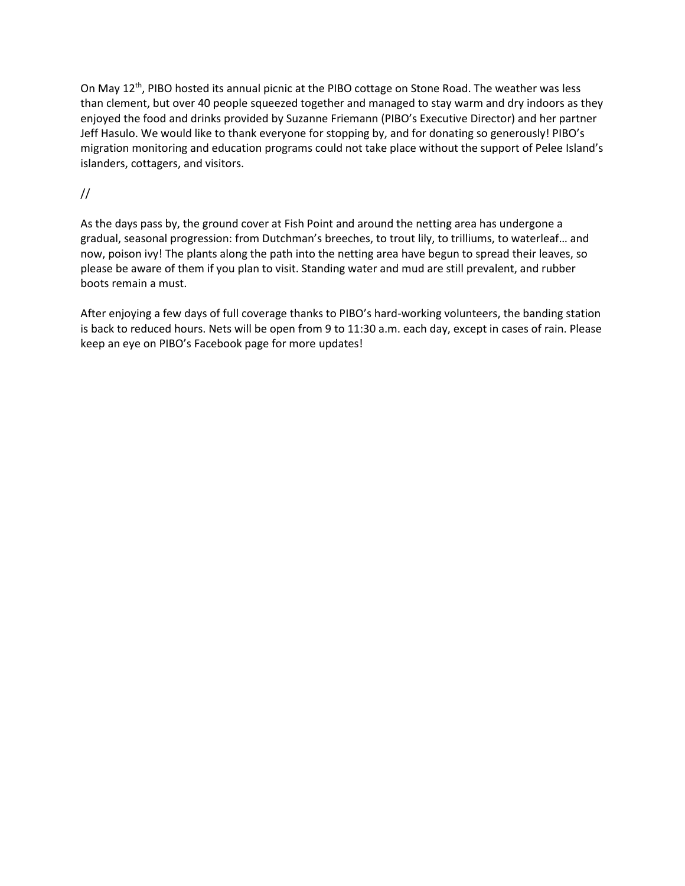On May 12th, PIBO hosted its annual picnic at the PIBO cottage on Stone Road. The weather was less than clement, but over 40 people squeezed together and managed to stay warm and dry indoors as they enjoyed the food and drinks provided by Suzanne Friemann (PIBO's Executive Director) and her partner Jeff Hasulo. We would like to thank everyone for stopping by, and for donating so generously! PIBO's migration monitoring and education programs could not take place without the support of Pelee Island's islanders, cottagers, and visitors.

//

As the days pass by, the ground cover at Fish Point and around the netting area has undergone a gradual, seasonal progression: from Dutchman's breeches, to trout lily, to trilliums, to waterleaf… and now, poison ivy! The plants along the path into the netting area have begun to spread their leaves, so please be aware of them if you plan to visit. Standing water and mud are still prevalent, and rubber boots remain a must.

After enjoying a few days of full coverage thanks to PIBO's hard-working volunteers, the banding station is back to reduced hours. Nets will be open from 9 to 11:30 a.m. each day, except in cases of rain. Please keep an eye on PIBO's Facebook page for more updates!